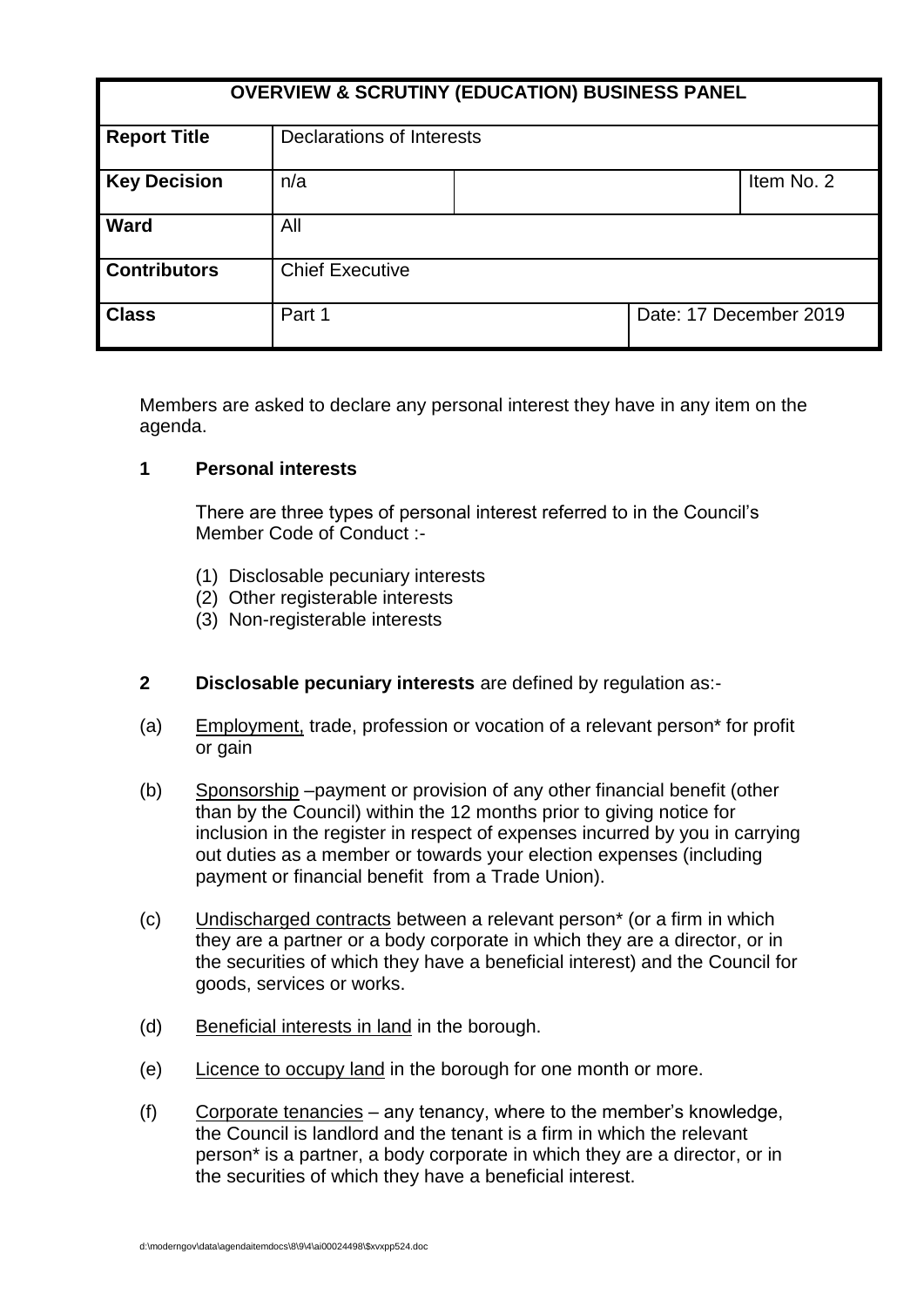| OVERVIEW & SCRUTINY (EDUCATION) BUSINESS PANEL | | | |
|---|---|---|---|
| **Report Title** | Declarations of Interests | | |
| **Key Decision** | n/a | | Item No. 2 |
| **Ward** | All | | |
| **Contributors** | Chief Executive | | |
| **Class** | Part 1 | Date: 17 December 2019 | |

Members are asked to declare any personal interest they have in any item on the agenda.

**1 Personal interests**

There are three types of personal interest referred to in the Council's Member Code of Conduct :-

(1) Disclosable pecuniary interests
(2) Other registerable interests
(3) Non-registerable interests

**2 Disclosable pecuniary interests** are defined by regulation as:-

(a) Employment, trade, profession or vocation of a relevant person* for profit or gain

(b) Sponsorship –payment or provision of any other financial benefit (other than by the Council) within the 12 months prior to giving notice for inclusion in the register in respect of expenses incurred by you in carrying out duties as a member or towards your election expenses (including payment or financial benefit from a Trade Union).

(c) Undischarged contracts between a relevant person* (or a firm in which they are a partner or a body corporate in which they are a director, or in the securities of which they have a beneficial interest) and the Council for goods, services or works.

(d) Beneficial interests in land in the borough.

(e) Licence to occupy land in the borough for one month or more.

(f) Corporate tenancies – any tenancy, where to the member's knowledge, the Council is landlord and the tenant is a firm in which the relevant person* is a partner, a body corporate in which they are a director, or in the securities of which they have a beneficial interest.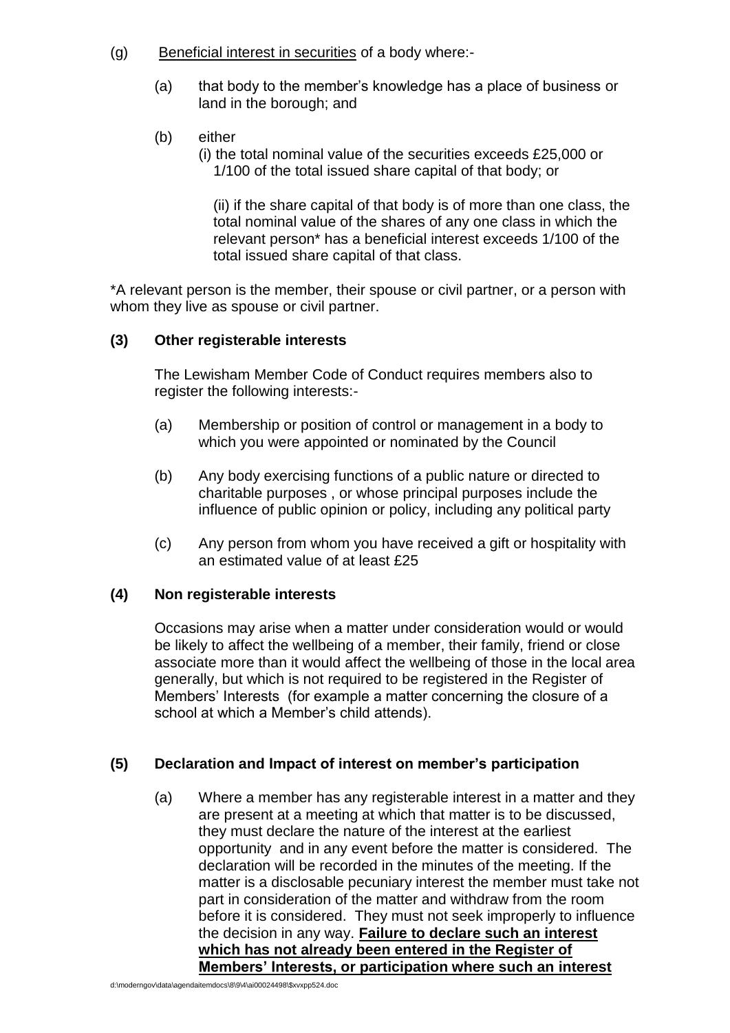(g) Beneficial interest in securities of a body where:-

(a) that body to the member's knowledge has a place of business or land in the borough; and

(b) either

(i) the total nominal value of the securities exceeds £25,000 or 1/100 of the total issued share capital of that body; or

(ii) if the share capital of that body is of more than one class, the total nominal value of the shares of any one class in which the relevant person* has a beneficial interest exceeds 1/100 of the total issued share capital of that class.

*A relevant person is the member, their spouse or civil partner, or a person with whom they live as spouse or civil partner.

**(3) Other registerable interests**

The Lewisham Member Code of Conduct requires members also to register the following interests:-

(a) Membership or position of control or management in a body to which you were appointed or nominated by the Council

(b) Any body exercising functions of a public nature or directed to charitable purposes , or whose principal purposes include the influence of public opinion or policy, including any political party

(c) Any person from whom you have received a gift or hospitality with an estimated value of at least £25

**(4) Non registerable interests**

Occasions may arise when a matter under consideration would or would be likely to affect the wellbeing of a member, their family, friend or close associate more than it would affect the wellbeing of those in the local area generally, but which is not required to be registered in the Register of Members' Interests (for example a matter concerning the closure of a school at which a Member's child attends).

**(5) Declaration and Impact of interest on member's participation**

(a) Where a member has any registerable interest in a matter and they are present at a meeting at which that matter is to be discussed, they must declare the nature of the interest at the earliest opportunity and in any event before the matter is considered. The declaration will be recorded in the minutes of the meeting. If the matter is a disclosable pecuniary interest the member must take not part in consideration of the matter and withdraw from the room before it is considered. They must not seek improperly to influence the decision in any way. **Failure to declare such an interest which has not already been entered in the Register of Members' Interests, or participation where such an interest**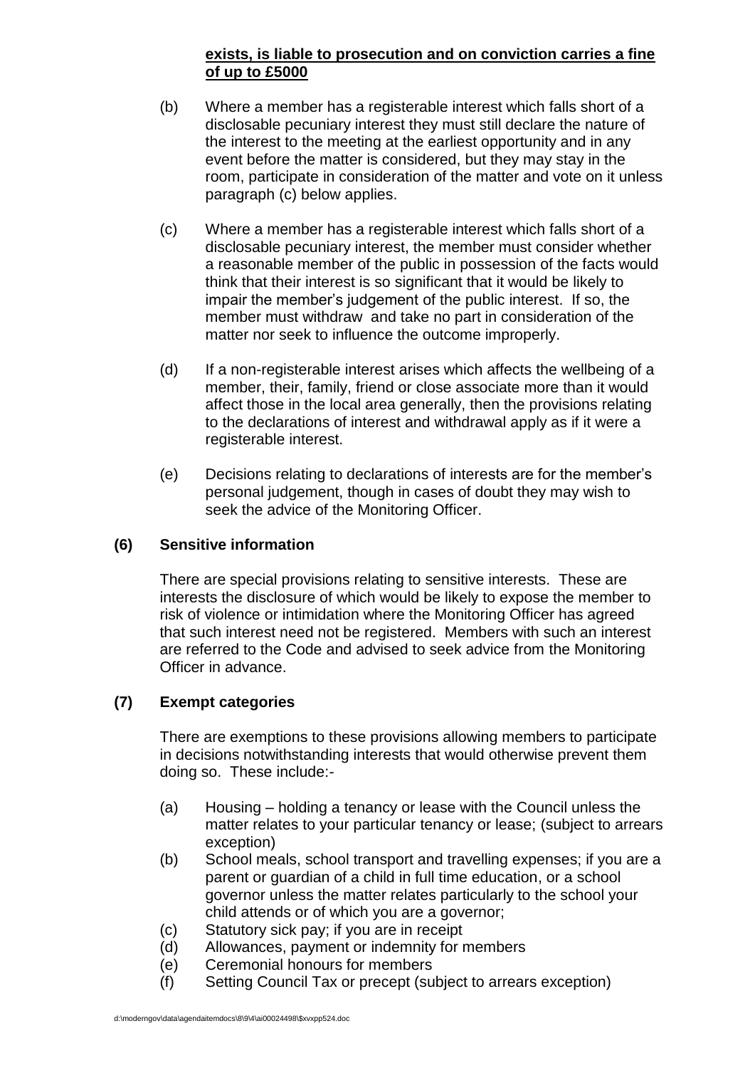**exists, is liable to prosecution and on conviction carries a fine of up to £5000**

(b) Where a member has a registerable interest which falls short of a disclosable pecuniary interest they must still declare the nature of the interest to the meeting at the earliest opportunity and in any event before the matter is considered, but they may stay in the room, participate in consideration of the matter and vote on it unless paragraph (c) below applies.

(c) Where a member has a registerable interest which falls short of a disclosable pecuniary interest, the member must consider whether a reasonable member of the public in possession of the facts would think that their interest is so significant that it would be likely to impair the member's judgement of the public interest. If so, the member must withdraw and take no part in consideration of the matter nor seek to influence the outcome improperly.

(d) If a non-registerable interest arises which affects the wellbeing of a member, their, family, friend or close associate more than it would affect those in the local area generally, then the provisions relating to the declarations of interest and withdrawal apply as if it were a registerable interest.

(e) Decisions relating to declarations of interests are for the member's personal judgement, though in cases of doubt they may wish to seek the advice of the Monitoring Officer.

### (6) Sensitive information

There are special provisions relating to sensitive interests. These are interests the disclosure of which would be likely to expose the member to risk of violence or intimidation where the Monitoring Officer has agreed that such interest need not be registered. Members with such an interest are referred to the Code and advised to seek advice from the Monitoring Officer in advance.

### (7) Exempt categories

There are exemptions to these provisions allowing members to participate in decisions notwithstanding interests that would otherwise prevent them doing so. These include:-

(a) Housing – holding a tenancy or lease with the Council unless the matter relates to your particular tenancy or lease; (subject to arrears exception)
(b) School meals, school transport and travelling expenses; if you are a parent or guardian of a child in full time education, or a school governor unless the matter relates particularly to the school your child attends or of which you are a governor;
(c) Statutory sick pay; if you are in receipt
(d) Allowances, payment or indemnity for members
(e) Ceremonial honours for members
(f) Setting Council Tax or precept (subject to arrears exception)